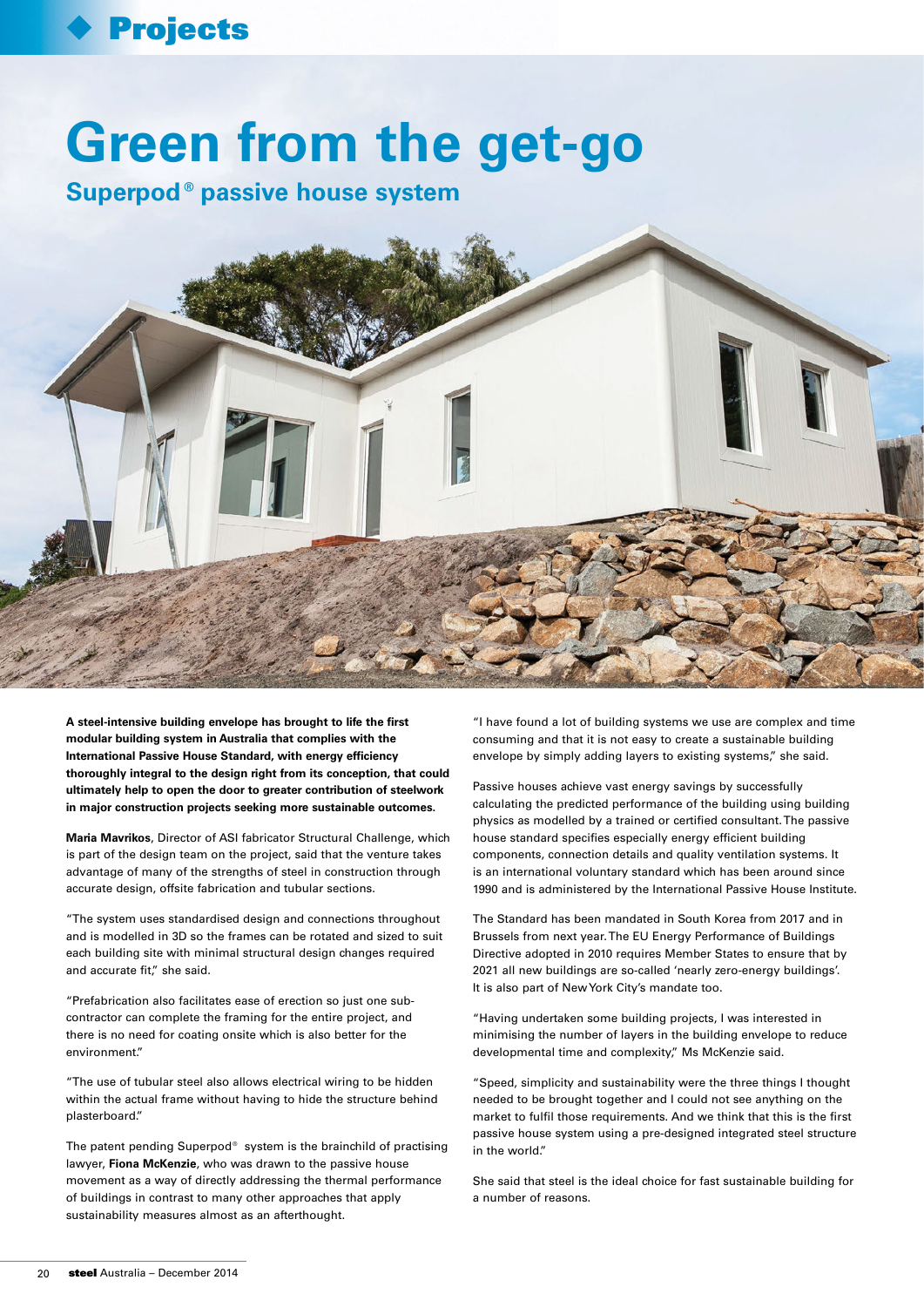# Green from the get-go

## Superpod® passive house system

**A steel-intensive building envelope has brought to life the first modular building system in Australia that complies with the International Passive House Standard, with energy efficiency thoroughly integral to the design right from its conception, that could ultimately help to open the door to greater contribution of steelwork in major construction projects seeking more sustainable outcomes.**

**Maria Mavrikos**, Director of ASI fabricator Structural Challenge, which is part of the design team on the project, said that the venture takes advantage of many of the strengths of steel in construction through accurate design, offsite fabrication and tubular sections.

"The system uses standardised design and connections throughout and is modelled in 3D so the frames can be rotated and sized to suit each building site with minimal structural design changes required and accurate fit," she said.

"Prefabrication also facilitates ease of erection so just one sub-contractor can complete the framing for the entire project, and there is no need for coating onsite which is also better for the environment."

"The use of tubular steel also allows electrical wiring to be hidden within the actual frame without having to hide the structure behind plasterboard."

The patent pending Superpod® system is the brainchild of practising lawyer, **Fiona McKenzie**, who was drawn to the passive house movement as a way of directly addressing the thermal performance of buildings in contrast to many other approaches that apply sustainability measures almost as an afterthought.

"I have found a lot of building systems we use are complex and time consuming and that it is not easy to create a sustainable building envelope by simply adding layers to existing systems," she said.

Passive houses achieve vast energy savings by successfully calculating the predicted performance of the building using building physics as modelled by a trained or certified consultant. The passive house standard specifies especially energy efficient building components, connection details and quality ventilation systems. It is an international voluntary standard which has been around since 1990 and is administered by the International Passive House Institute.

The Standard has been mandated in South Korea from 2017 and in Brussels from next year. The EU Energy Performance of Buildings Directive adopted in 2010 requires Member States to ensure that by 2021 all new buildings are so-called 'nearly zero-energy buildings'. It is also part of New York City's mandate too.

"Having undertaken some building projects, I was interested in minimising the number of layers in the building envelope to reduce developmental time and complexity," Ms McKenzie said.

"Speed, simplicity and sustainability were the three things I thought needed to be brought together and I could not see anything on the market to fulfil those requirements. And we think that this is the first passive house system using a pre-designed integrated steel structure in the world."

She said that steel is the ideal choice for fast sustainable building for a number of reasons.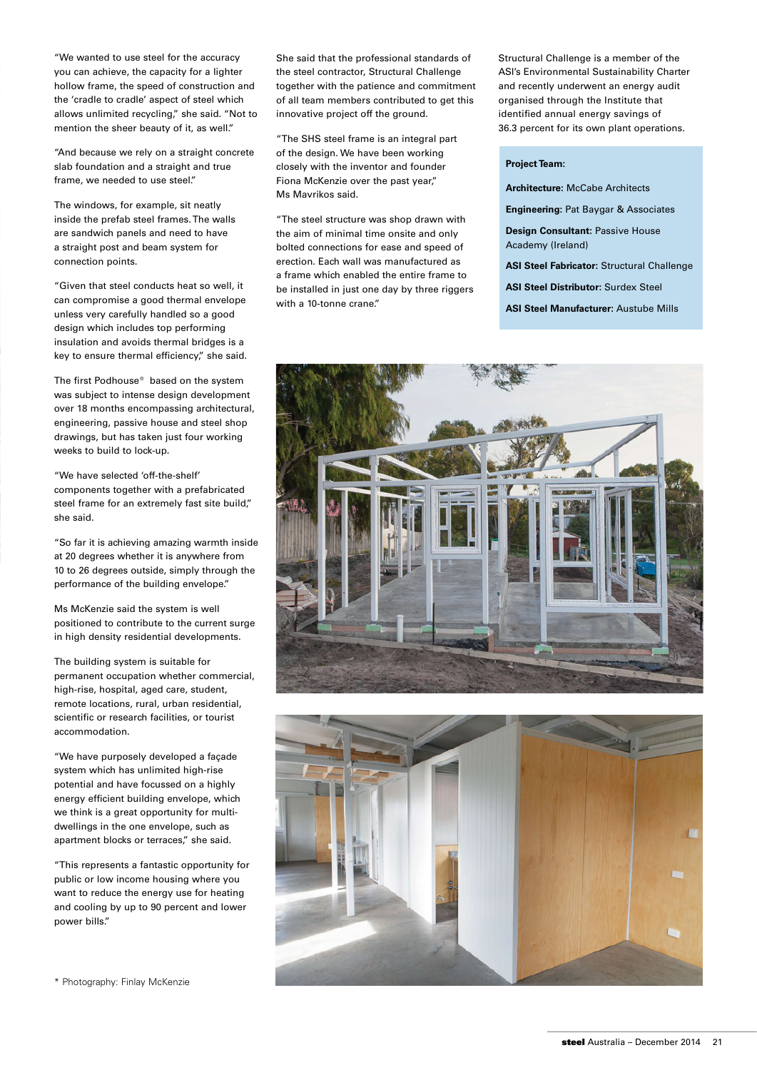"We wanted to use steel for the accuracy you can achieve, the capacity for a lighter hollow frame, the speed of construction and the 'cradle to cradle' aspect of steel which allows unlimited recycling," she said. "Not to mention the sheer beauty of it, as well."

"And because we rely on a straight concrete slab foundation and a straight and true frame, we needed to use steel."

The windows, for example, sit neatly inside the prefab steel frames. The walls are sandwich panels and need to have a straight post and beam system for connection points.

"Given that steel conducts heat so well, it can compromise a good thermal envelope unless very carefully handled so a good design which includes top performing insulation and avoids thermal bridges is a key to ensure thermal efficiency," she said.

The first Podhouse® based on the system was subject to intense design development over 18 months encompassing architectural, engineering, passive house and steel shop drawings, but has taken just four working weeks to build to lock-up.

"We have selected 'off-the-shelf' components together with a prefabricated steel frame for an extremely fast site build," she said.

"So far it is achieving amazing warmth inside at 20 degrees whether it is anywhere from 10 to 26 degrees outside, simply through the performance of the building envelope."

Ms McKenzie said the system is well positioned to contribute to the current surge in high density residential developments.

The building system is suitable for permanent occupation whether commercial, high-rise, hospital, aged care, student, remote locations, rural, urban residential, scientific or research facilities, or tourist accommodation.

"We have purposely developed a façade system which has unlimited high-rise potential and have focussed on a highly energy efficient building envelope, which we think is a great opportunity for multi-dwellings in the one envelope, such as apartment blocks or terraces," she said.

"This represents a fantastic opportunity for public or low income housing where you want to reduce the energy use for heating and cooling by up to 90 percent and lower power bills."

She said that the professional standards of the steel contractor, Structural Challenge together with the patience and commitment of all team members contributed to get this innovative project off the ground.

"The SHS steel frame is an integral part of the design. We have been working closely with the inventor and founder Fiona McKenzie over the past year," Ms Mavrikos said.

"The steel structure was shop drawn with the aim of minimal time onsite and only bolted connections for ease and speed of erection. Each wall was manufactured as a frame which enabled the entire frame to be installed in just one day by three riggers with a 10-tonne crane."

Structural Challenge is a member of the ASI's Environmental Sustainability Charter and recently underwent an energy audit organised through the Institute that identified annual energy savings of 36.3 percent for its own plant operations.

**Project Team:**

**Architecture:** McCabe Architects

**Engineering:** Pat Baygar & Associates

**Design Consultant:** Passive House Academy (Ireland)

**ASI Steel Fabricator:** Structural Challenge

**ASI Steel Distributor:** Surdex Steel

**ASI Steel Manufacturer:** Austube Mills

\* Photography: Finlay McKenzie